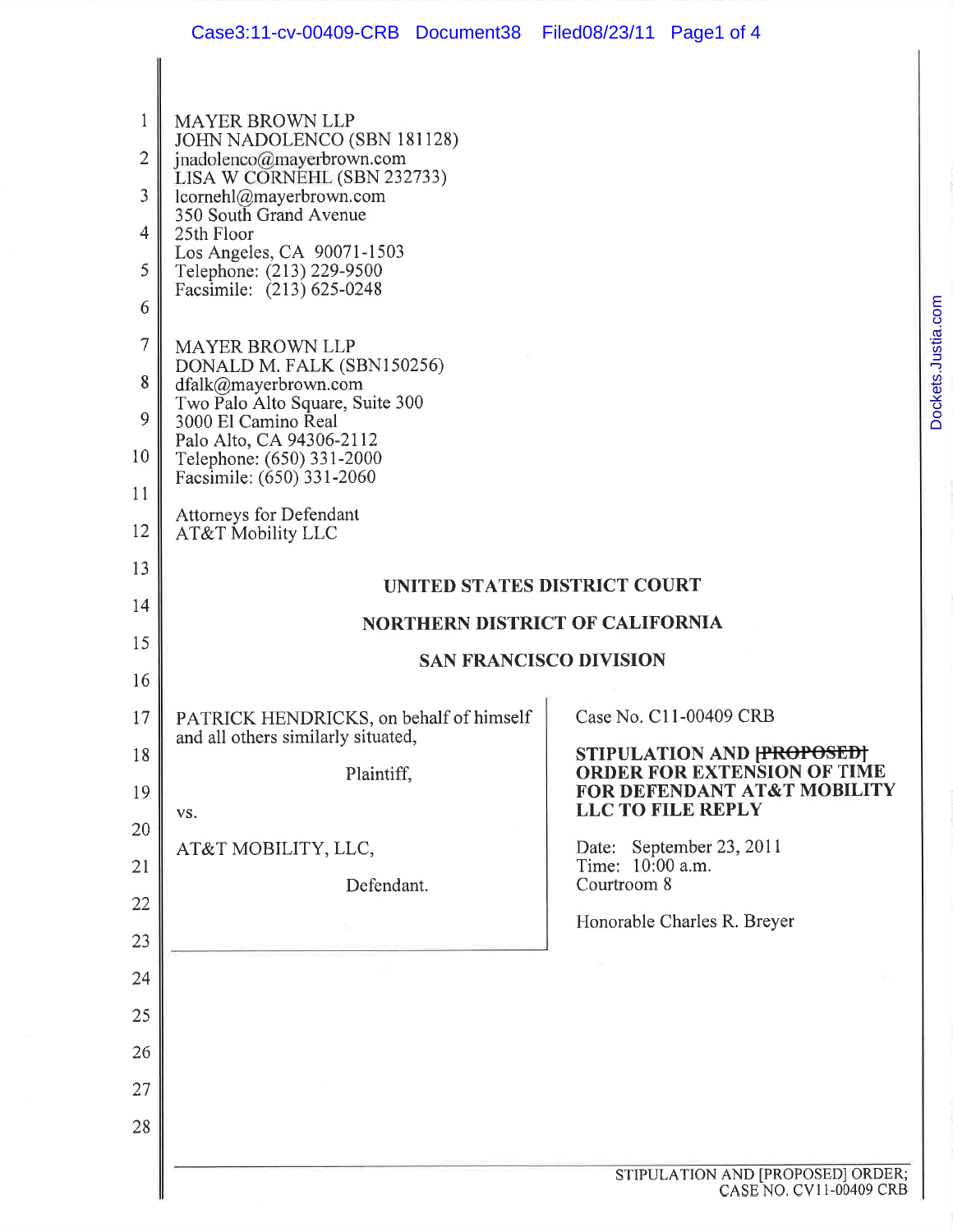MAYER BROWN LLP
JOHN NADOLENCO (SBN 181128)
jnadolenco@mayerbrown.com
LISA W CORNEHL (SBN 232733)
lcornehl@mayerbrown.com
350 South Grand Avenue
25th Floor
Los Angeles, CA 90071-1503
Telephone: (213) 229-9500
Facsimile: (213) 625-0248

MAYER BROWN LLP
DONALD M. FALK (SBN150256)
dfalk@mayerbrown.com
Two Palo Alto Square, Suite 300
3000 El Camino Real
Palo Alto, CA 94306-2112
Telephone: (650) 331-2000
Facsimile: (650) 331-2060

Attorneys for Defendant
AT&T Mobility LLC

**UNITED STATES DISTRICT COURT**

**NORTHERN DISTRICT OF CALIFORNIA**

**SAN FRANCISCO DIVISION**

PATRICK HENDRICKS, on behalf of himself and all others similarly situated,

Plaintiff,

vs.

AT&T MOBILITY, LLC,

Defendant.

Case No. C11-00409 CRB

**STIPULATION AND ~~[PROPOSED]~~ ORDER FOR EXTENSION OF TIME FOR DEFENDANT AT&T MOBILITY LLC TO FILE REPLY**

Date: September 23, 2011
Time: 10:00 a.m.
Courtroom 8

Honorable Charles R. Breyer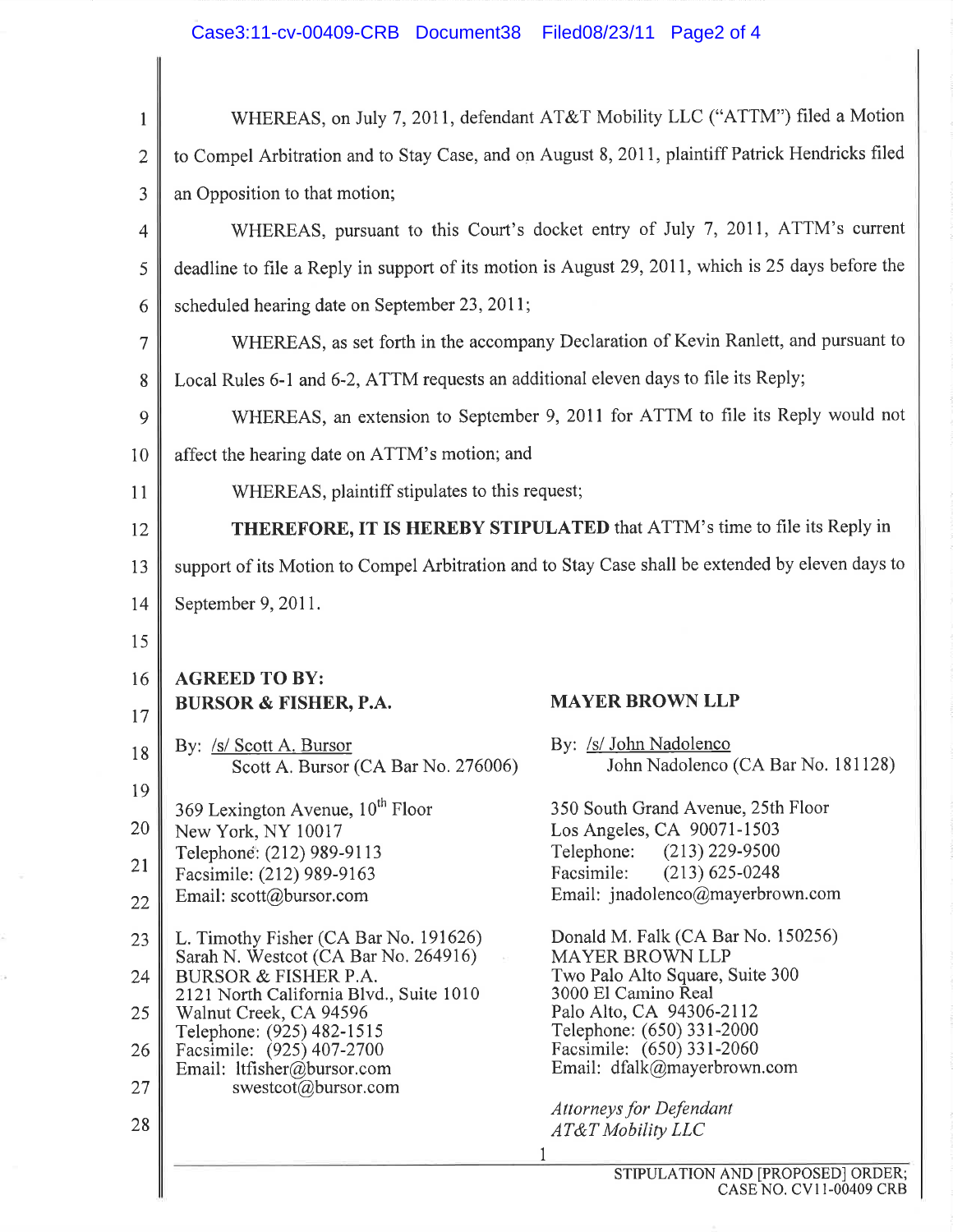WHEREAS, on July 7, 2011, defendant AT&T Mobility LLC ("ATTM") filed a Motion to Compel Arbitration and to Stay Case, and on August 8, 2011, plaintiff Patrick Hendricks filed an Opposition to that motion;

WHEREAS, pursuant to this Court's docket entry of July 7, 2011, ATTM's current deadline to file a Reply in support of its motion is August 29, 2011, which is 25 days before the scheduled hearing date on September 23, 2011;

WHEREAS, as set forth in the accompany Declaration of Kevin Ranlett, and pursuant to Local Rules 6-1 and 6-2, ATTM requests an additional eleven days to file its Reply;

WHEREAS, an extension to September 9, 2011 for ATTM to file its Reply would not affect the hearing date on ATTM's motion; and

WHEREAS, plaintiff stipulates to this request;

**THEREFORE, IT IS HEREBY STIPULATED** that ATTM's time to file its Reply in support of its Motion to Compel Arbitration and to Stay Case shall be extended by eleven days to September 9, 2011.

**AGREED TO BY:**

**BURSOR & FISHER, P.A.**

By: /s/ Scott A. Bursor
Scott A. Bursor (CA Bar No. 276006)

369 Lexington Avenue, 10th Floor
New York, NY 10017
Telephone: (212) 989-9113
Facsimile: (212) 989-9163
Email: scott@bursor.com

L. Timothy Fisher (CA Bar No. 191626)
Sarah N. Westcot (CA Bar No. 264916)
BURSOR & FISHER P.A.
2121 North California Blvd., Suite 1010
Walnut Creek, CA 94596
Telephone: (925) 482-1515
Facsimile: (925) 407-2700
Email: ltfisher@bursor.com
swestcot@bursor.com

**MAYER BROWN LLP**

By: /s/ John Nadolenco
John Nadolenco (CA Bar No. 181128)

350 South Grand Avenue, 25th Floor
Los Angeles, CA 90071-1503
Telephone: (213) 229-9500
Facsimile: (213) 625-0248
Email: jnadolenco@mayerbrown.com

Donald M. Falk (CA Bar No. 150256)
MAYER BROWN LLP
Two Palo Alto Square, Suite 300
3000 El Camino Real
Palo Alto, CA 94306-2112
Telephone: (650) 331-2000
Facsimile: (650) 331-2060
Email: dfalk@mayerbrown.com

*Attorneys for Defendant*
*AT&T Mobility LLC*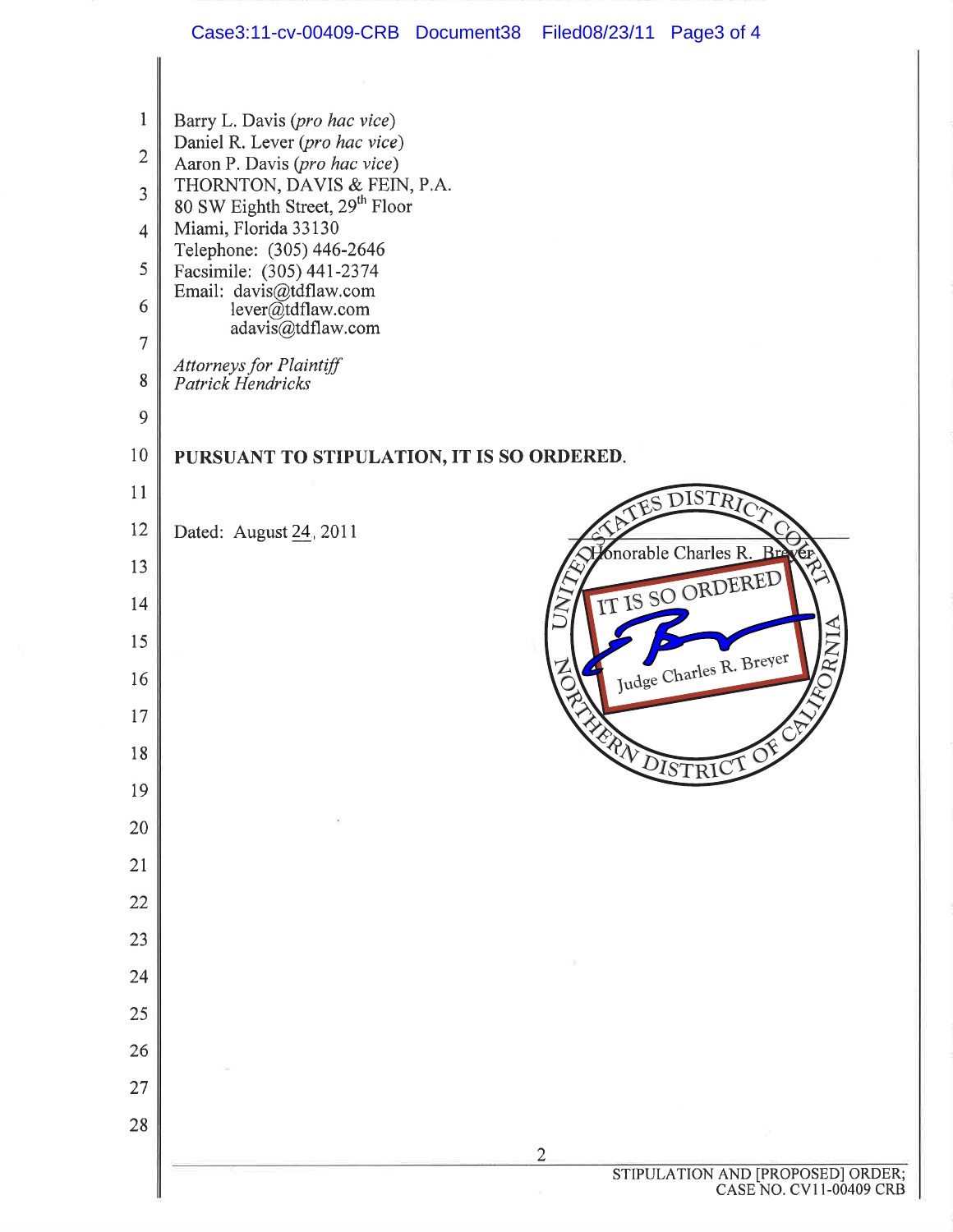Barry L. Davis (*pro hac vice*)
Daniel R. Lever (*pro hac vice*)
Aaron P. Davis (*pro hac vice*)
THORNTON, DAVIS & FEIN, P.A.
80 SW Eighth Street, 29th Floor
Miami, Florida 33130
Telephone: (305) 446-2646
Facsimile: (305) 441-2374
Email: davis@tdflaw.com
lever@tdflaw.com
adavis@tdflaw.com

*Attorneys for Plaintiff*
*Patrick Hendricks*

**PURSUANT TO STIPULATION, IT IS SO ORDERED.**

Dated: August 24, 2011

Honorable Charles R. Breyer

UNITED STATES DISTRICT COURT
NORTHERN DISTRICT OF CALIFORNIA
IT IS SO ORDERED
Judge Charles R. Breyer

STIPULATION AND [PROPOSED] ORDER;
CASE NO. CV11-00409 CRB